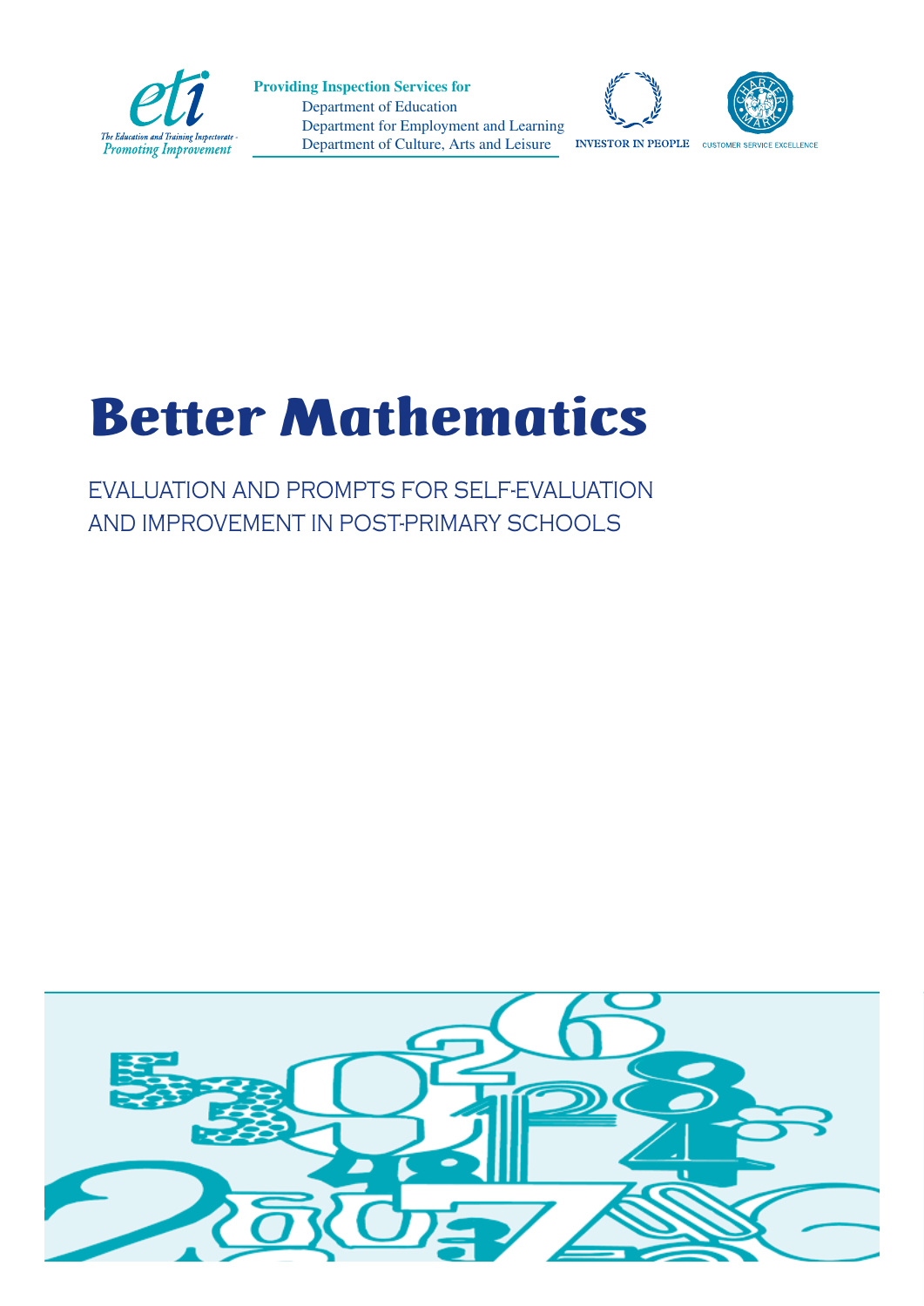eti

The Education and Training Inspectorate - Promoting Improvement

**Providing Inspection Services for**

Department of Education
Department for Employment and Learning
Department of Culture, Arts and Leisure

INVESTOR IN PEOPLE

CUSTOMER SERVICE EXCELLENCE

# Better Mathematics

## EVALUATION AND PROMPTS FOR SELF-EVALUATION AND IMPROVEMENT IN POST-PRIMARY SCHOOLS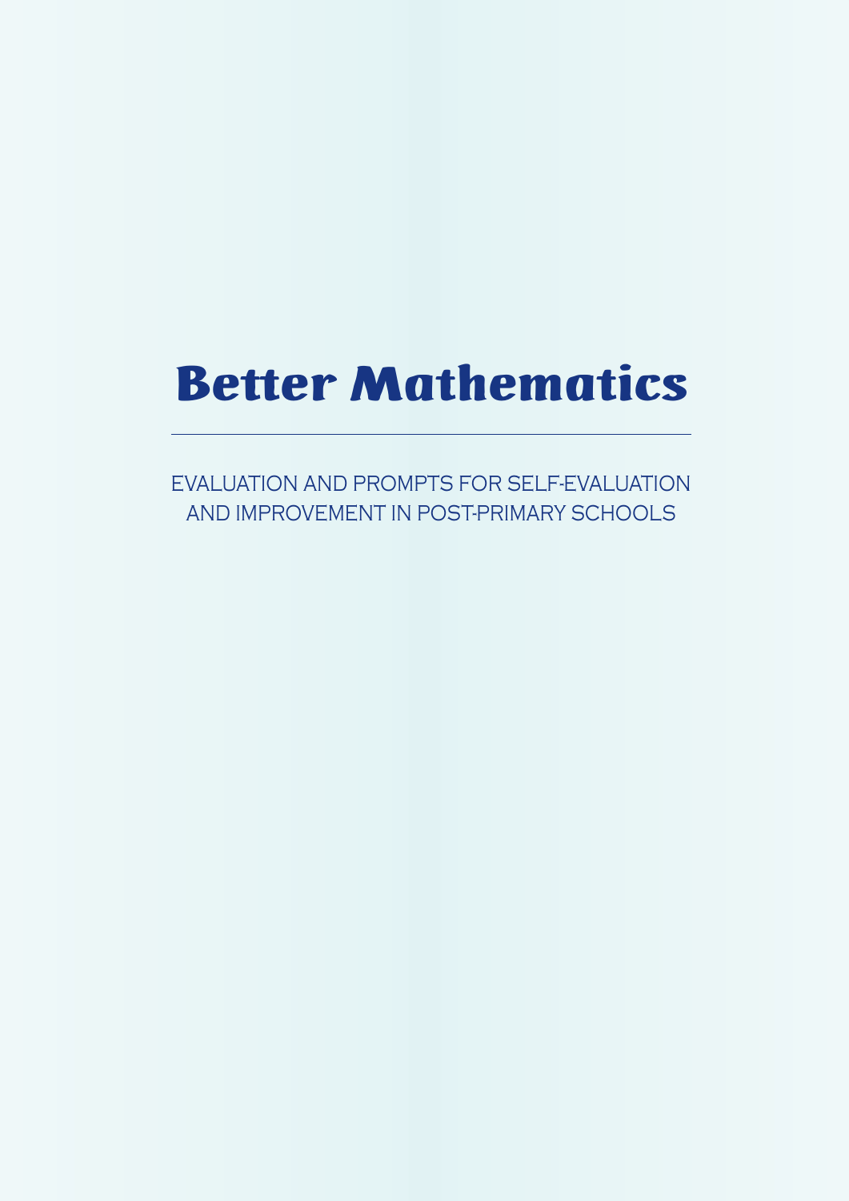# Better Mathematics

EVALUATION AND PROMPTS FOR SELF-EVALUATION AND IMPROVEMENT IN POST-PRIMARY SCHOOLS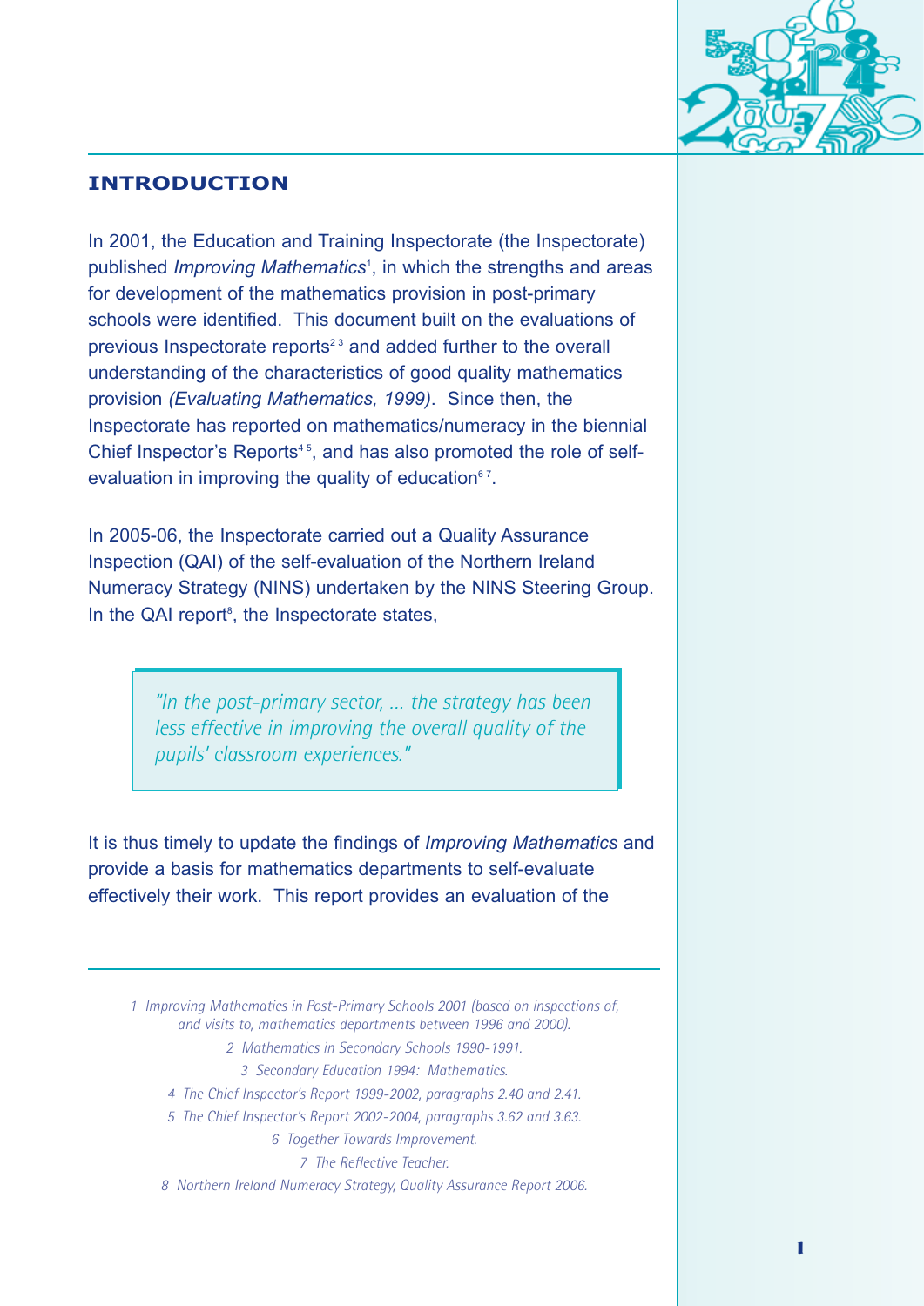## INTRODUCTION

In 2001, the Education and Training Inspectorate (the Inspectorate) published *Improving Mathematics*[1], in which the strengths and areas for development of the mathematics provision in post-primary schools were identified. This document built on the evaluations of previous Inspectorate reports[2,3] and added further to the overall understanding of the characteristics of good quality mathematics provision *(Evaluating Mathematics, 1999)*. Since then, the Inspectorate has reported on mathematics/numeracy in the biennial Chief Inspector's Reports[4,5], and has also promoted the role of self-evaluation in improving the quality of education[6,7].

In 2005-06, the Inspectorate carried out a Quality Assurance Inspection (QAI) of the self-evaluation of the Northern Ireland Numeracy Strategy (NINS) undertaken by the NINS Steering Group. In the QAI report[8], the Inspectorate states,

> *"In the post-primary sector, ... the strategy has been less effective in improving the overall quality of the pupils' classroom experiences."*

It is thus timely to update the findings of *Improving Mathematics* and provide a basis for mathematics departments to self-evaluate effectively their work. This report provides an evaluation of the

---

1 *Improving Mathematics in Post-Primary Schools 2001 (based on inspections of, and visits to, mathematics departments between 1996 and 2000).*

2 *Mathematics in Secondary Schools 1990-1991.*

3 *Secondary Education 1994: Mathematics.*

4 *The Chief Inspector's Report 1999-2002, paragraphs 2.40 and 2.41.*

5 *The Chief Inspector's Report 2002-2004, paragraphs 3.62 and 3.63.*

6 *Together Towards Improvement.*

7 *The Reflective Teacher.*

8 *Northern Ireland Numeracy Strategy, Quality Assurance Report 2006.*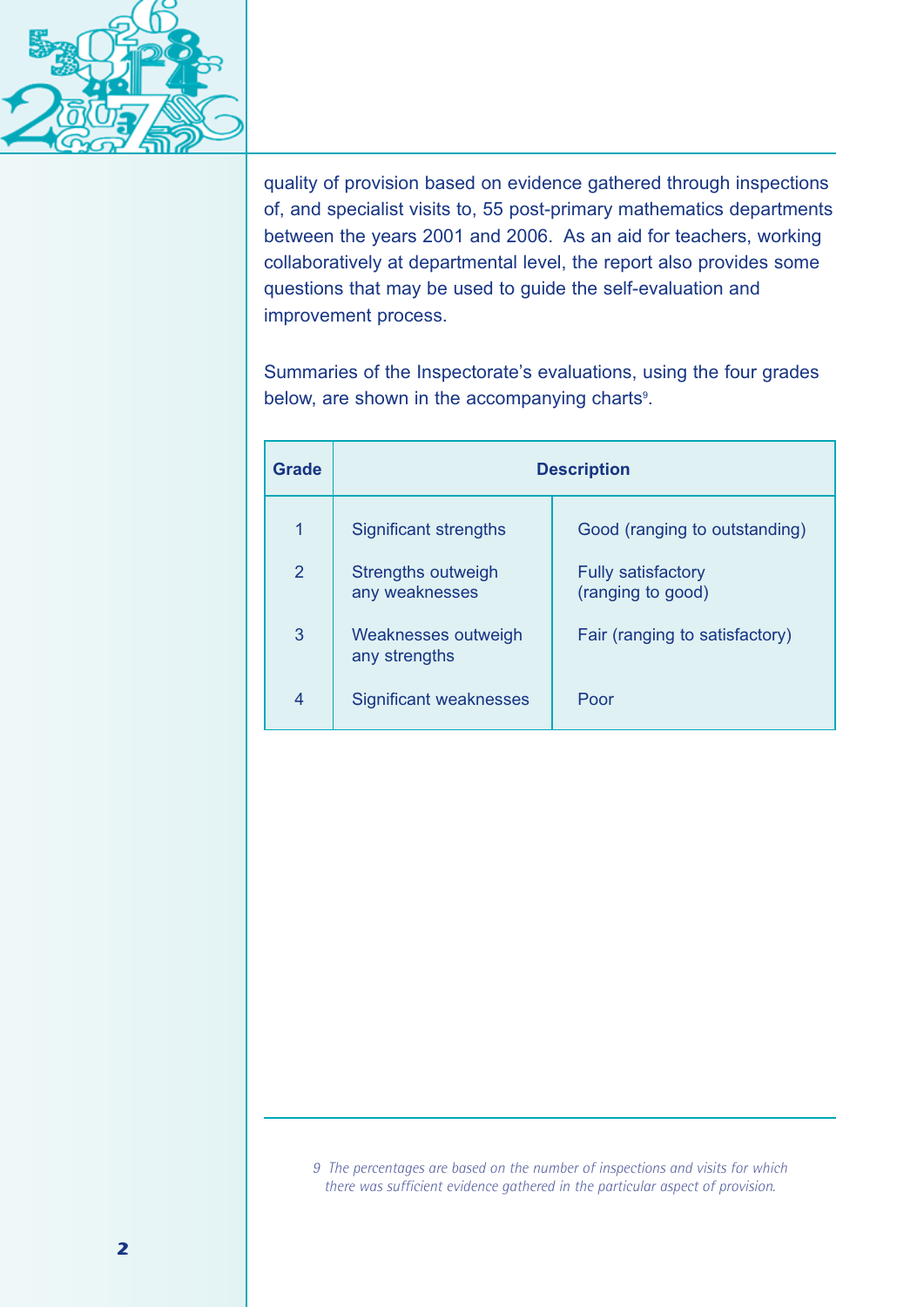quality of provision based on evidence gathered through inspections of, and specialist visits to, 55 post-primary mathematics departments between the years 2001 and 2006. As an aid for teachers, working collaboratively at departmental level, the report also provides some questions that may be used to guide the self-evaluation and improvement process.

Summaries of the Inspectorate's evaluations, using the four grades below, are shown in the accompanying charts[9].

| Grade | Description | |
|---|---|---|
| 1 | Significant strengths | Good (ranging to outstanding) |
| 2 | Strengths outweigh any weaknesses | Fully satisfactory (ranging to good) |
| 3 | Weaknesses outweigh any strengths | Fair (ranging to satisfactory) |
| 4 | Significant weaknesses | Poor |

*9 The percentages are based on the number of inspections and visits for which there was sufficient evidence gathered in the particular aspect of provision.*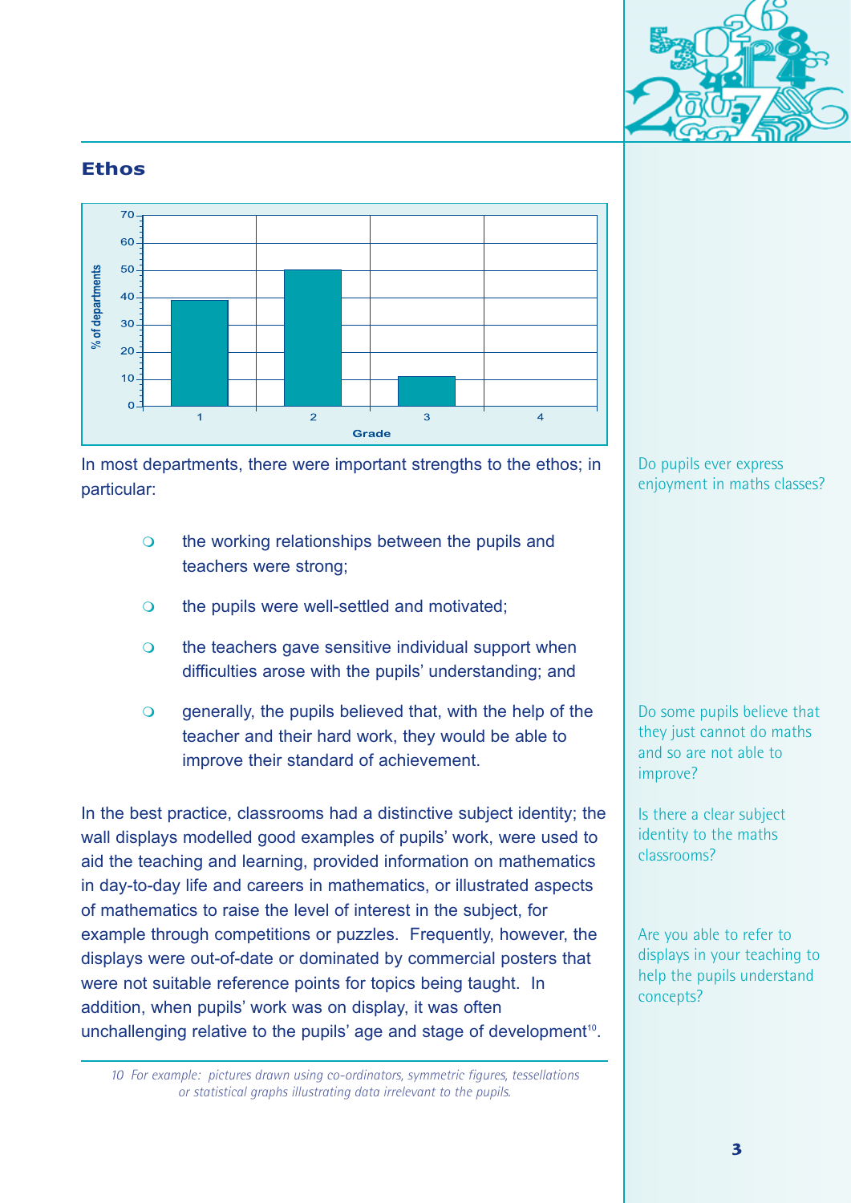## Ethos

In most departments, there were important strengths to the ethos; in particular:

- the working relationships between the pupils and teachers were strong;
- the pupils were well-settled and motivated;
- the teachers gave sensitive individual support when difficulties arose with the pupils' understanding; and
- generally, the pupils believed that, with the help of the teacher and their hard work, they would be able to improve their standard of achievement.

In the best practice, classrooms had a distinctive subject identity; the wall displays modelled good examples of pupils' work, were used to aid the teaching and learning, provided information on mathematics in day-to-day life and careers in mathematics, or illustrated aspects of mathematics to raise the level of interest in the subject, for example through competitions or puzzles. Frequently, however, the displays were out-of-date or dominated by commercial posters that were not suitable reference points for topics being taught. In addition, when pupils' work was on display, it was often unchallenging relative to the pupils' age and stage of development[10].

10 For example: pictures drawn using co-ordinators, symmetric figures, tessellations or statistical graphs illustrating data irrelevant to the pupils.

Do pupils ever express enjoyment in maths classes?

Do some pupils believe that they just cannot do maths and so are not able to improve?

Is there a clear subject identity to the maths classrooms?

Are you able to refer to displays in your teaching to help the pupils understand concepts?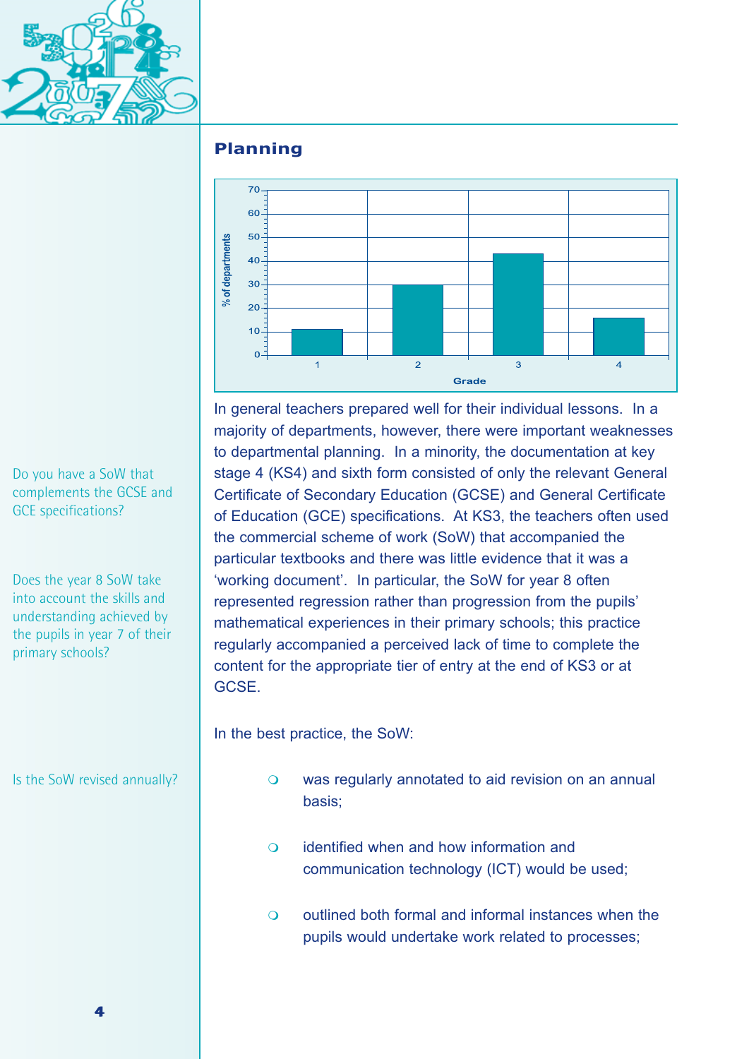## Planning

In general teachers prepared well for their individual lessons. In a majority of departments, however, there were important weaknesses to departmental planning. In a minority, the documentation at key stage 4 (KS4) and sixth form consisted of only the relevant General Certificate of Secondary Education (GCSE) and General Certificate of Education (GCE) specifications. At KS3, the teachers often used the commercial scheme of work (SoW) that accompanied the particular textbooks and there was little evidence that it was a 'working document'. In particular, the SoW for year 8 often represented regression rather than progression from the pupils' mathematical experiences in their primary schools; this practice regularly accompanied a perceived lack of time to complete the content for the appropriate tier of entry at the end of KS3 or at GCSE.

Do you have a SoW that complements the GCSE and GCE specifications?

Does the year 8 SoW take into account the skills and understanding achieved by the pupils in year 7 of their primary schools?

In the best practice, the SoW:

- was regularly annotated to aid revision on an annual basis;
- identified when and how information and communication technology (ICT) would be used;
- outlined both formal and informal instances when the pupils would undertake work related to processes;

Is the SoW revised annually?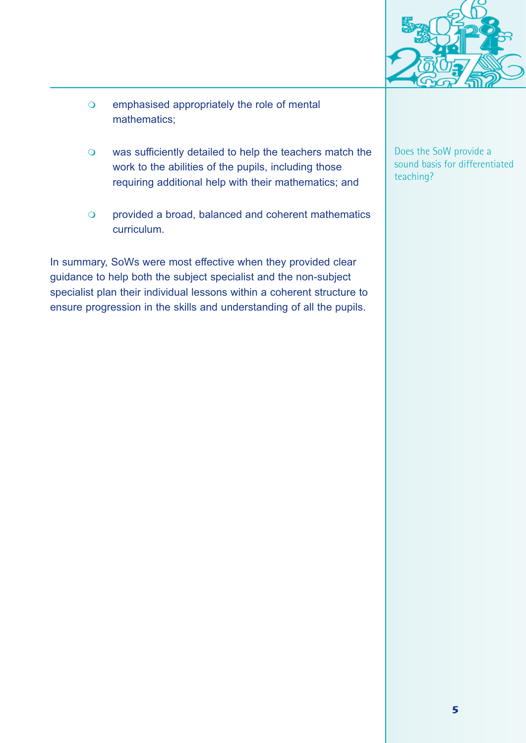- emphasised appropriately the role of mental mathematics;

- was sufficiently detailed to help the teachers match the work to the abilities of the pupils, including those requiring additional help with their mathematics; and

- provided a broad, balanced and coherent mathematics curriculum.

Does the SoW provide a sound basis for differentiated teaching?

In summary, SoWs were most effective when they provided clear guidance to help both the subject specialist and the non-subject specialist plan their individual lessons within a coherent structure to ensure progression in the skills and understanding of all the pupils.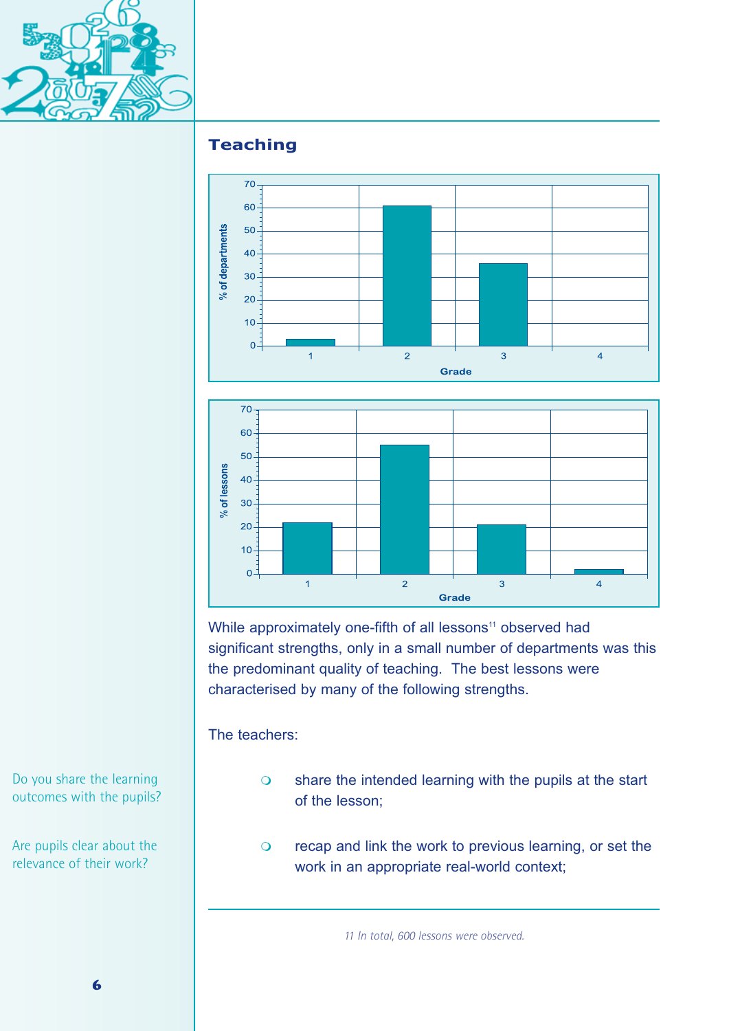## Teaching

While approximately one-fifth of all lessons[11] observed had significant strengths, only in a small number of departments was this the predominant quality of teaching. The best lessons were characterised by many of the following strengths.

The teachers:

- share the intended learning with the pupils at the start of the lesson;
- recap and link the work to previous learning, or set the work in an appropriate real-world context;

Do you share the learning outcomes with the pupils?

Are pupils clear about the relevance of their work?

11 In total, 600 lessons were observed.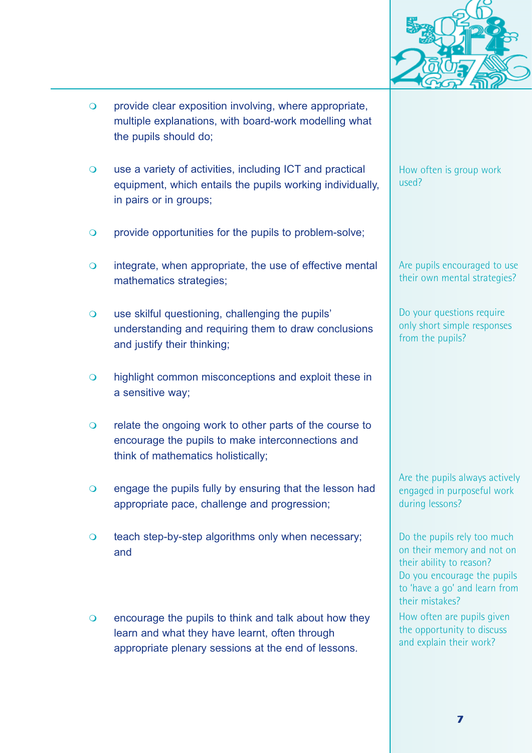- provide clear exposition involving, where appropriate, multiple explanations, with board-work modelling what the pupils should do;
- use a variety of activities, including ICT and practical equipment, which entails the pupils working individually, in pairs or in groups;
- provide opportunities for the pupils to problem-solve;
- integrate, when appropriate, the use of effective mental mathematics strategies;
- use skilful questioning, challenging the pupils' understanding and requiring them to draw conclusions and justify their thinking;
- highlight common misconceptions and exploit these in a sensitive way;
- relate the ongoing work to other parts of the course to encourage the pupils to make interconnections and think of mathematics holistically;
- engage the pupils fully by ensuring that the lesson had appropriate pace, challenge and progression;
- teach step-by-step algorithms only when necessary; and
- encourage the pupils to think and talk about how they learn and what they have learnt, often through appropriate plenary sessions at the end of lessons.

How often is group work used?

Are pupils encouraged to use their own mental strategies?

Do your questions require only short simple responses from the pupils?

Are the pupils always actively engaged in purposeful work during lessons?

Do the pupils rely too much on their memory and not on their ability to reason?
Do you encourage the pupils to 'have a go' and learn from their mistakes?

How often are pupils given the opportunity to discuss and explain their work?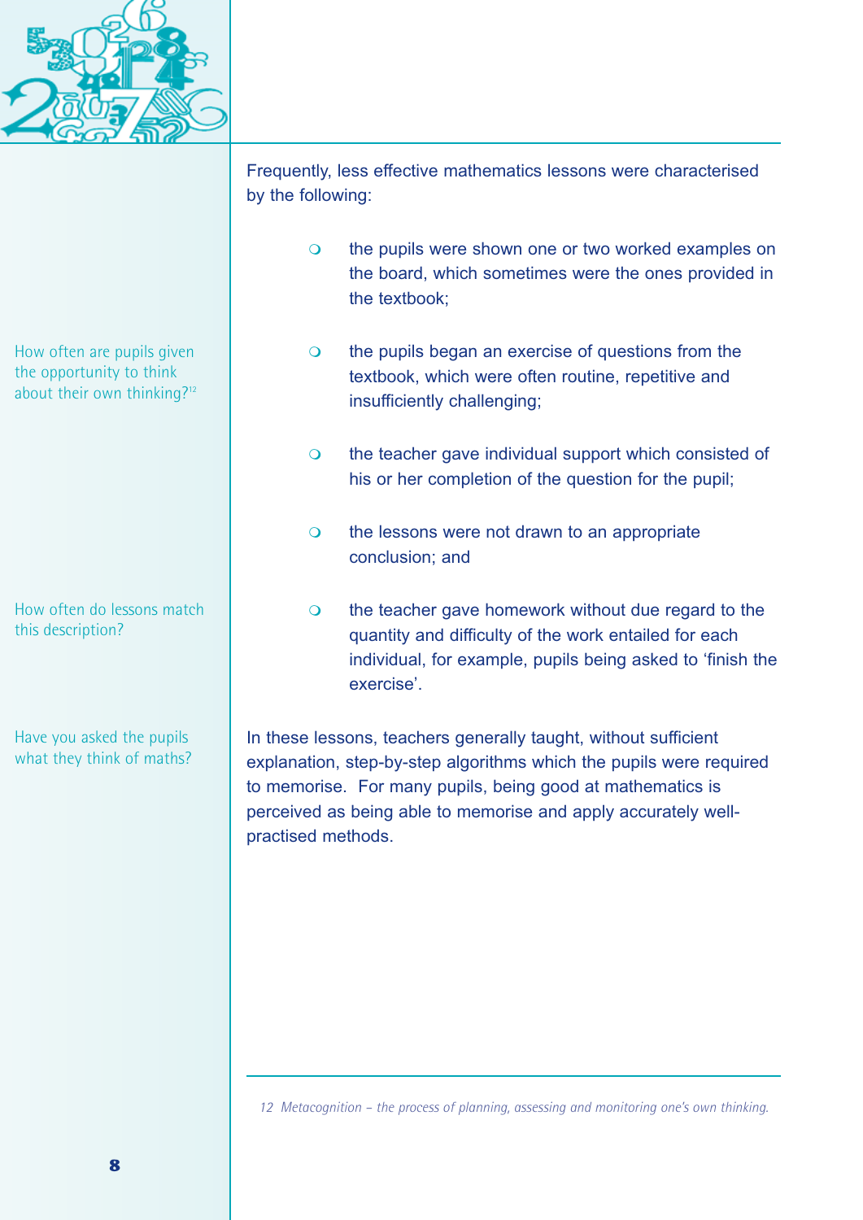Frequently, less effective mathematics lessons were characterised by the following:

- the pupils were shown one or two worked examples on the board, which sometimes were the ones provided in the textbook;
- the pupils began an exercise of questions from the textbook, which were often routine, repetitive and insufficiently challenging;
- the teacher gave individual support which consisted of his or her completion of the question for the pupil;
- the lessons were not drawn to an appropriate conclusion; and
- the teacher gave homework without due regard to the quantity and difficulty of the work entailed for each individual, for example, pupils being asked to 'finish the exercise'.

How often are pupils given the opportunity to think about their own thinking?[12]

How often do lessons match this description?

Have you asked the pupils what they think of maths?

In these lessons, teachers generally taught, without sufficient explanation, step-by-step algorithms which the pupils were required to memorise. For many pupils, being good at mathematics is perceived as being able to memorise and apply accurately well-practised methods.

*12 Metacognition – the process of planning, assessing and monitoring one's own thinking.*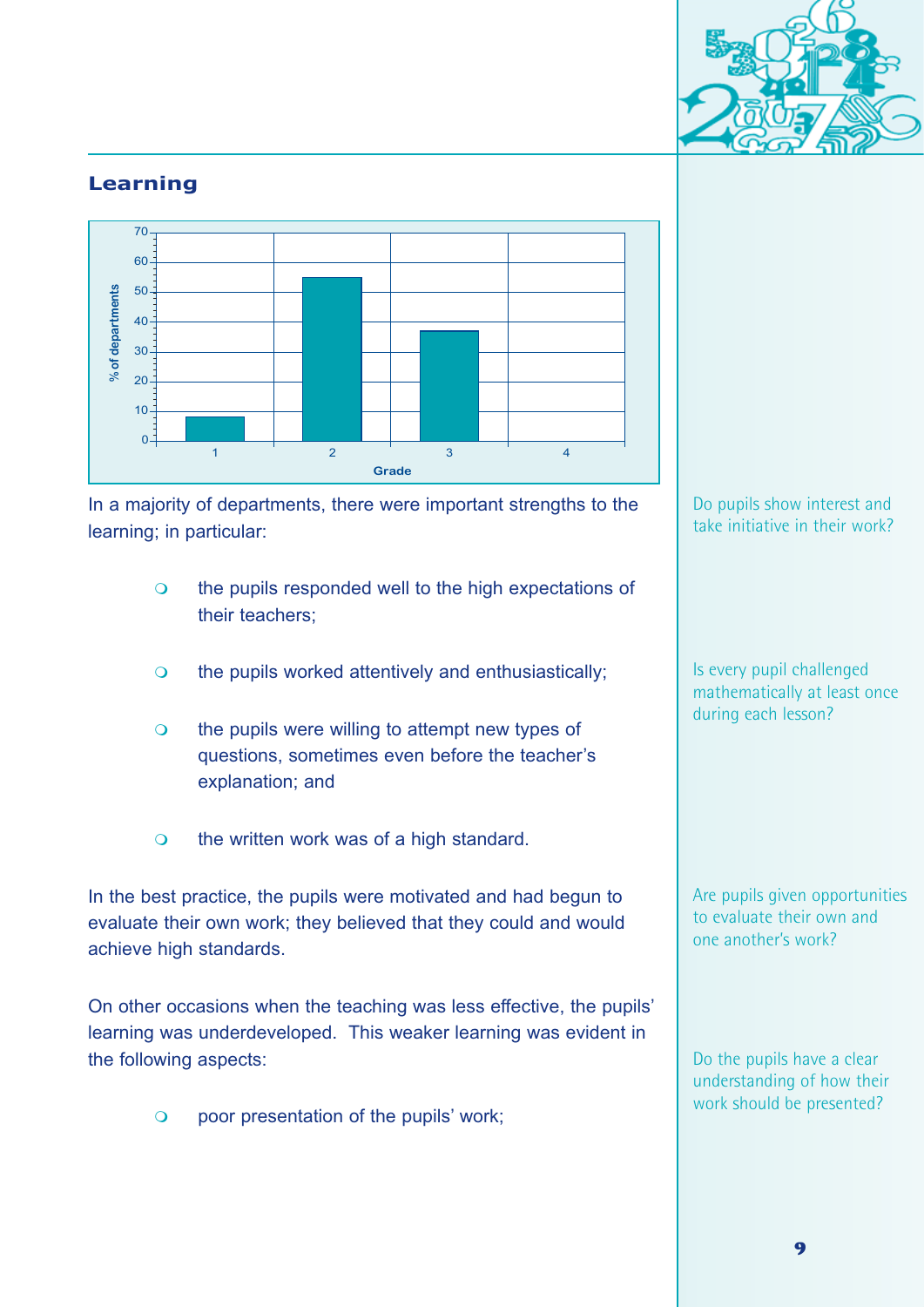## Learning

In a majority of departments, there were important strengths to the learning; in particular:

- the pupils responded well to the high expectations of their teachers;
- the pupils worked attentively and enthusiastically;
- the pupils were willing to attempt new types of questions, sometimes even before the teacher's explanation; and
- the written work was of a high standard.

In the best practice, the pupils were motivated and had begun to evaluate their own work; they believed that they could and would achieve high standards.

On other occasions when the teaching was less effective, the pupils' learning was underdeveloped. This weaker learning was evident in the following aspects:

- poor presentation of the pupils' work;

Do pupils show interest and take initiative in their work?

Is every pupil challenged mathematically at least once during each lesson?

Are pupils given opportunities to evaluate their own and one another's work?

Do the pupils have a clear understanding of how their work should be presented?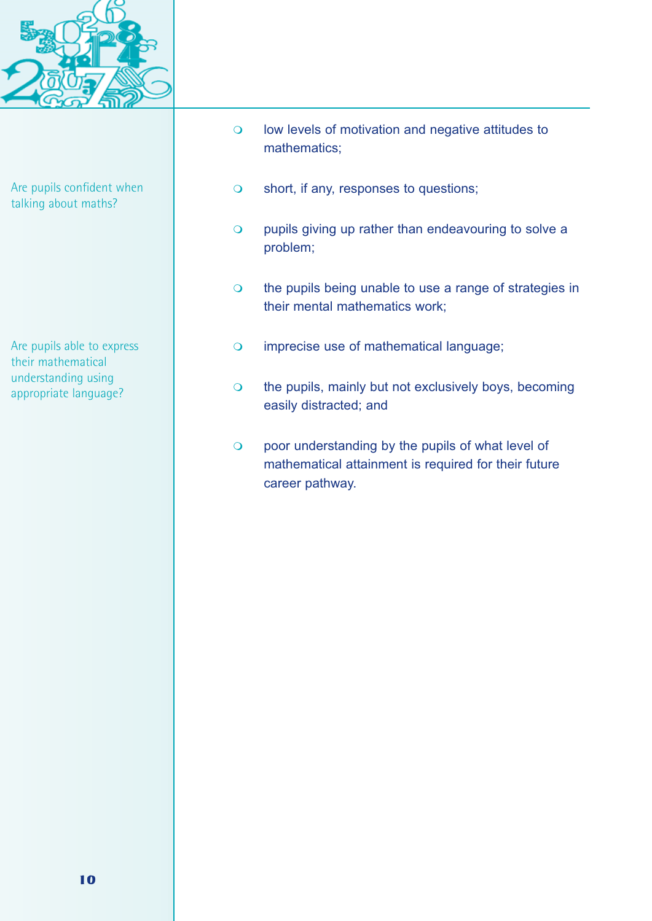Are pupils confident when talking about maths?

Are pupils able to express their mathematical understanding using appropriate language?

- low levels of motivation and negative attitudes to mathematics;
- short, if any, responses to questions;
- pupils giving up rather than endeavouring to solve a problem;
- the pupils being unable to use a range of strategies in their mental mathematics work;
- imprecise use of mathematical language;
- the pupils, mainly but not exclusively boys, becoming easily distracted; and
- poor understanding by the pupils of what level of mathematical attainment is required for their future career pathway.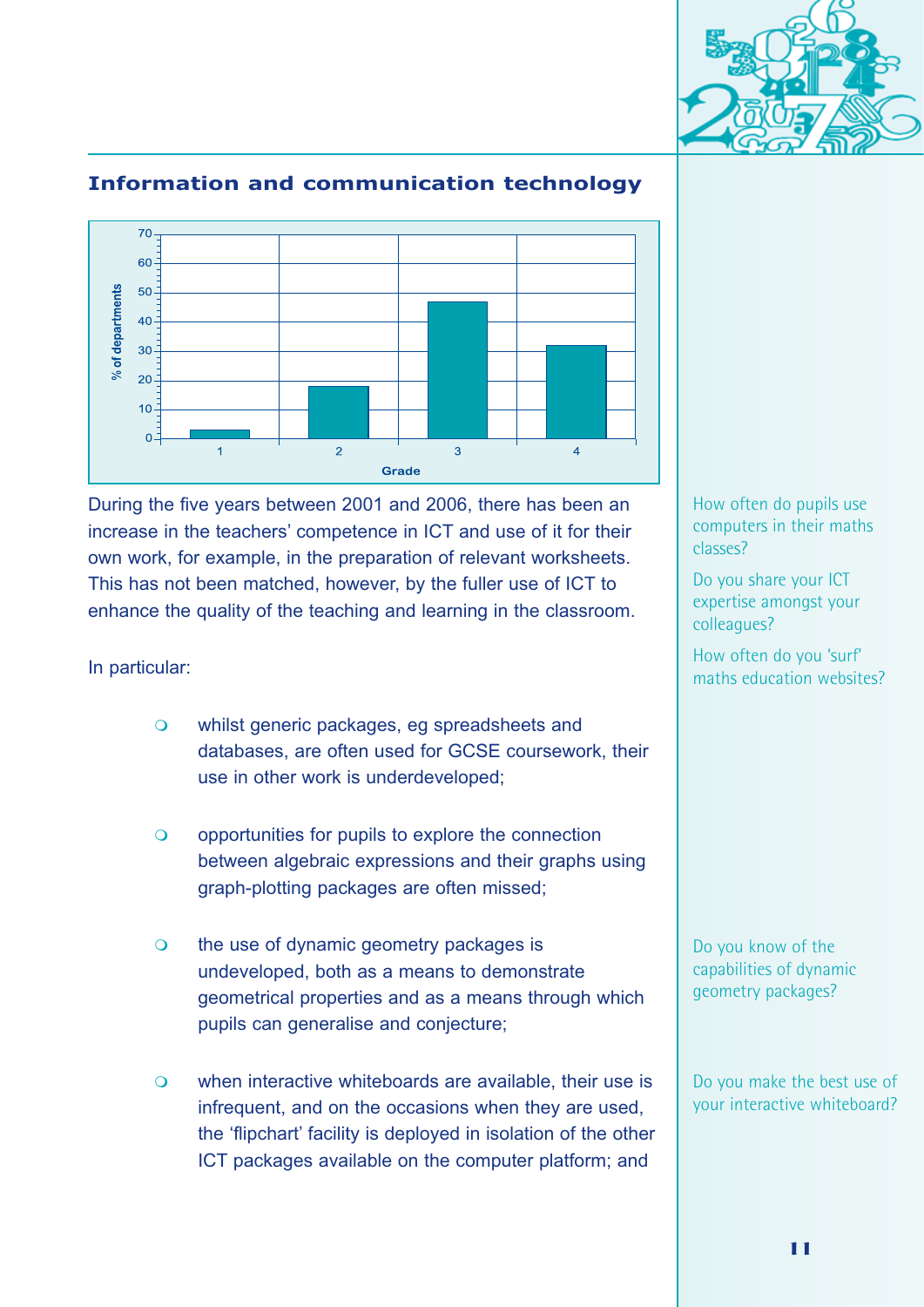## Information and communication technology

| Grade | % of departments |
|---|---|
| 1 | 3 |
| 2 | 18 |
| 3 | 47 |
| 4 | 32 |

During the five years between 2001 and 2006, there has been an increase in the teachers' competence in ICT and use of it for their own work, for example, in the preparation of relevant worksheets. This has not been matched, however, by the fuller use of ICT to enhance the quality of the teaching and learning in the classroom.

In particular:

- whilst generic packages, eg spreadsheets and databases, are often used for GCSE coursework, their use in other work is underdeveloped;
- opportunities for pupils to explore the connection between algebraic expressions and their graphs using graph-plotting packages are often missed;
- the use of dynamic geometry packages is undeveloped, both as a means to demonstrate geometrical properties and as a means through which pupils can generalise and conjecture;
- when interactive whiteboards are available, their use is infrequent, and on the occasions when they are used, the 'flipchart' facility is deployed in isolation of the other ICT packages available on the computer platform; and

How often do pupils use computers in their maths classes?

Do you share your ICT expertise amongst your colleagues?

How often do you 'surf' maths education websites?

Do you know of the capabilities of dynamic geometry packages?

Do you make the best use of your interactive whiteboard?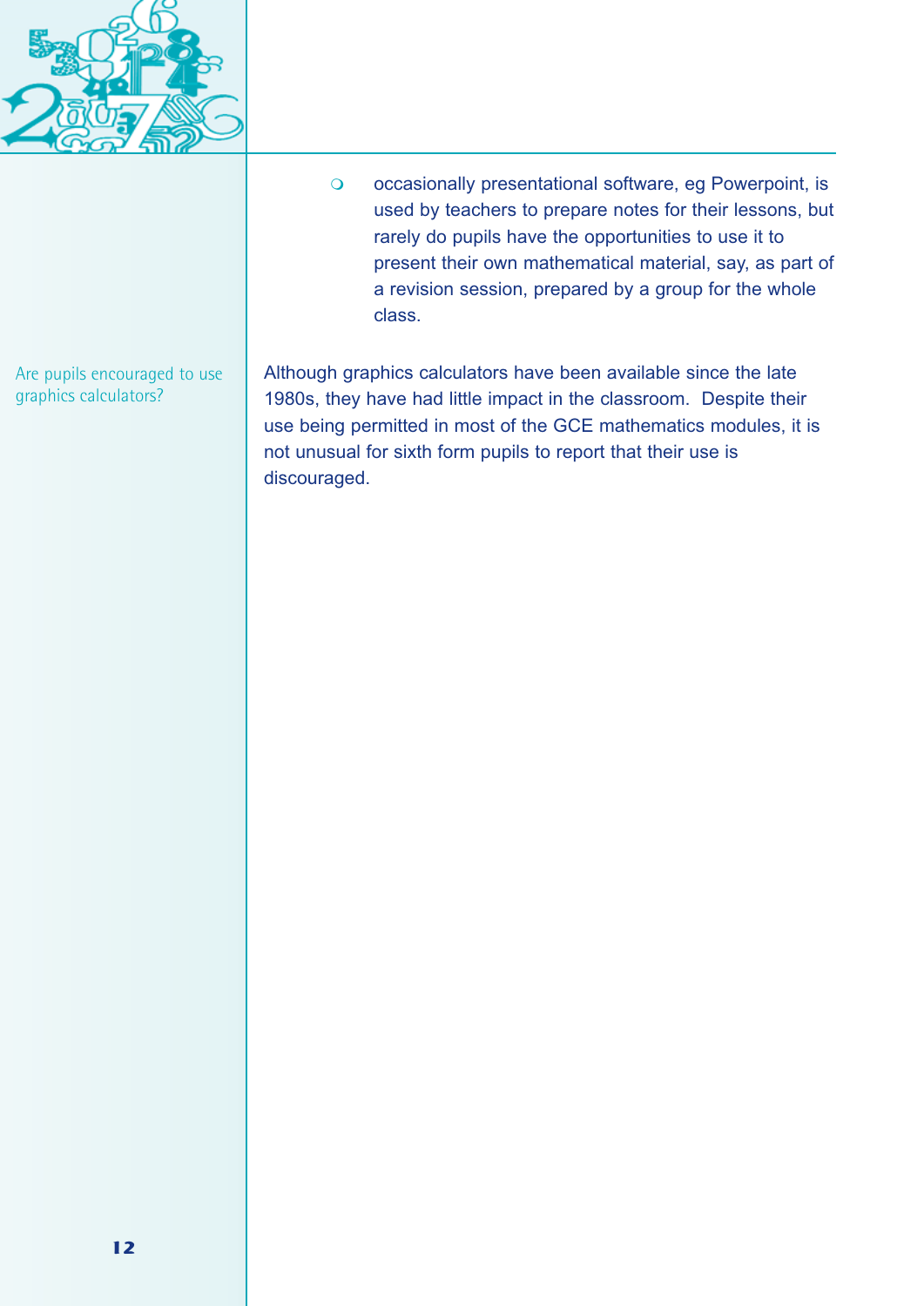- occasionally presentational software, eg Powerpoint, is used by teachers to prepare notes for their lessons, but rarely do pupils have the opportunities to use it to present their own mathematical material, say, as part of a revision session, prepared by a group for the whole class.

### Are pupils encouraged to use graphics calculators?

Although graphics calculators have been available since the late 1980s, they have had little impact in the classroom. Despite their use being permitted in most of the GCE mathematics modules, it is not unusual for sixth form pupils to report that their use is discouraged.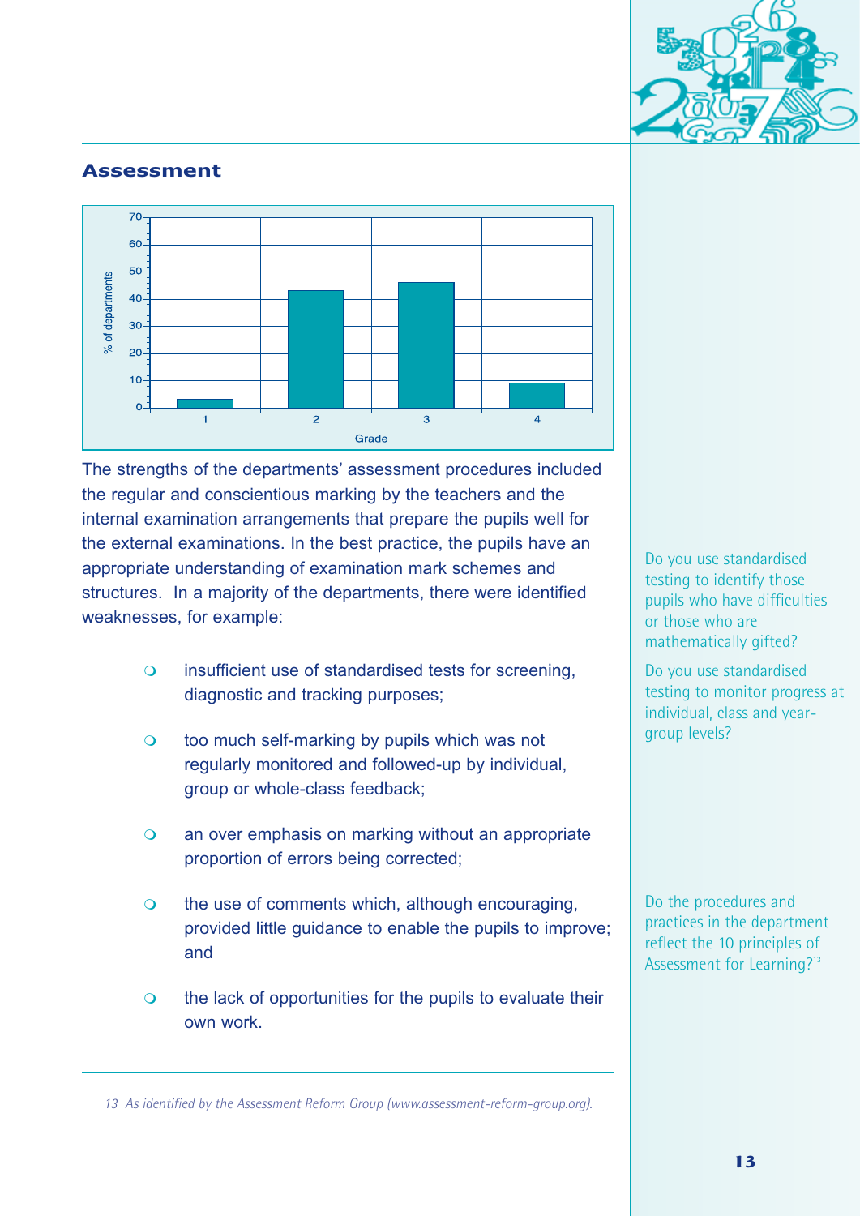## Assessment

The strengths of the departments' assessment procedures included the regular and conscientious marking by the teachers and the internal examination arrangements that prepare the pupils well for the external examinations. In the best practice, the pupils have an appropriate understanding of examination mark schemes and structures. In a majority of the departments, there were identified weaknesses, for example:

- insufficient use of standardised tests for screening, diagnostic and tracking purposes;
- too much self-marking by pupils which was not regularly monitored and followed-up by individual, group or whole-class feedback;
- an over emphasis on marking without an appropriate proportion of errors being corrected;
- the use of comments which, although encouraging, provided little guidance to enable the pupils to improve; and
- the lack of opportunities for the pupils to evaluate their own work.

Do you use standardised testing to identify those pupils who have difficulties or those who are mathematically gifted?

Do you use standardised testing to monitor progress at individual, class and year-group levels?

Do the procedures and practices in the department reflect the 10 principles of Assessment for Learning?[13]

*13 As identified by the Assessment Reform Group (www.assessment-reform-group.org).*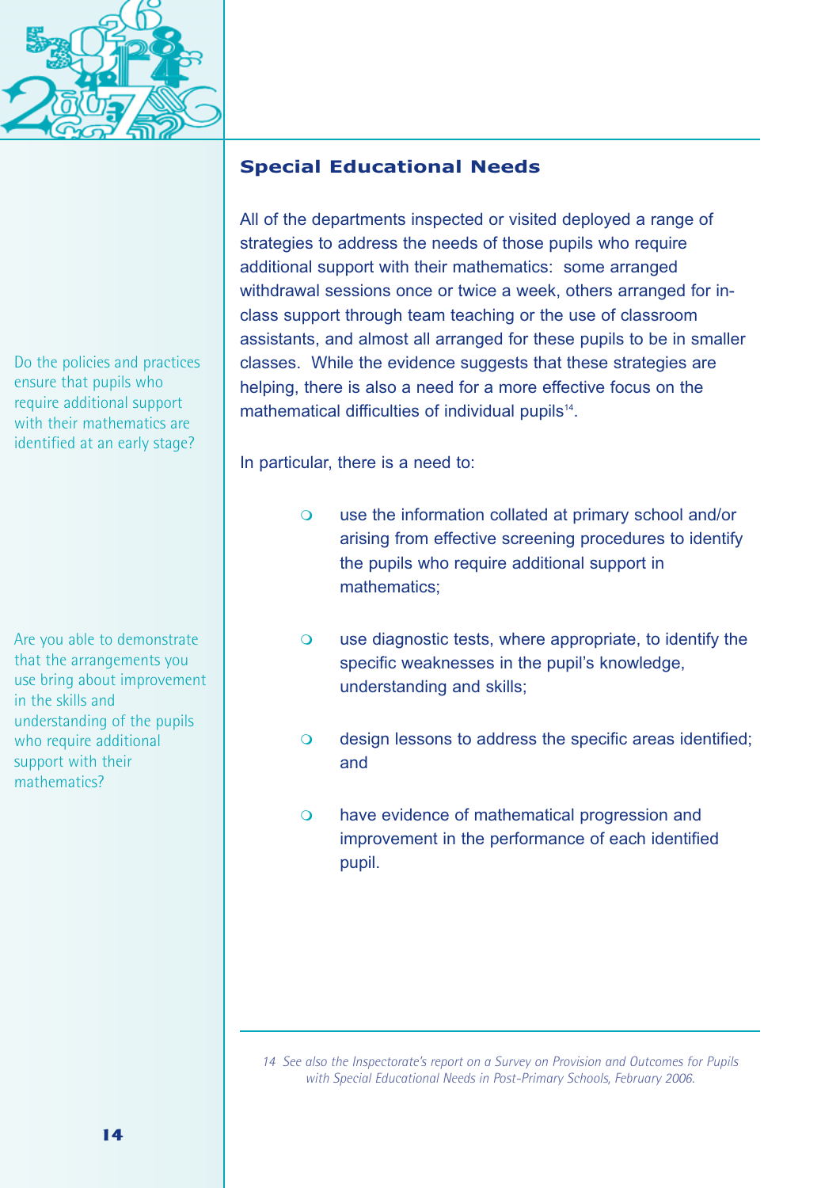## Special Educational Needs

Do the policies and practices ensure that pupils who require additional support with their mathematics are identified at an early stage?

Are you able to demonstrate that the arrangements you use bring about improvement in the skills and understanding of the pupils who require additional support with their mathematics?

All of the departments inspected or visited deployed a range of strategies to address the needs of those pupils who require additional support with their mathematics: some arranged withdrawal sessions once or twice a week, others arranged for in-class support through team teaching or the use of classroom assistants, and almost all arranged for these pupils to be in smaller classes. While the evidence suggests that these strategies are helping, there is also a need for a more effective focus on the mathematical difficulties of individual pupils[14].

In particular, there is a need to:

- use the information collated at primary school and/or arising from effective screening procedures to identify the pupils who require additional support in mathematics;
- use diagnostic tests, where appropriate, to identify the specific weaknesses in the pupil's knowledge, understanding and skills;
- design lessons to address the specific areas identified; and
- have evidence of mathematical progression and improvement in the performance of each identified pupil.

*14 See also the Inspectorate's report on a Survey on Provision and Outcomes for Pupils with Special Educational Needs in Post-Primary Schools, February 2006.*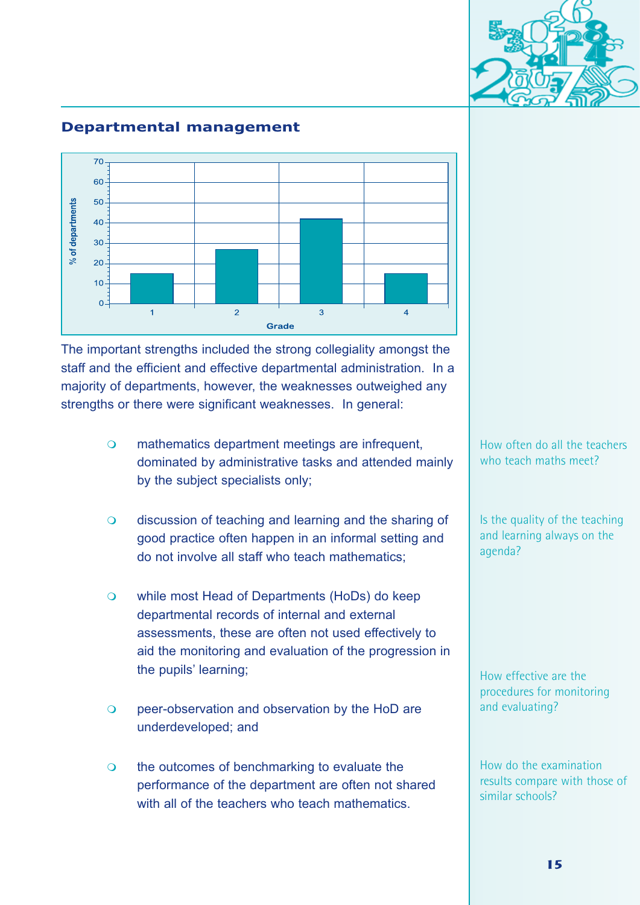## Departmental management

| Grade | % of departments |
|---|---|
| 1 | 15 |
| 2 | 27 |
| 3 | 42 |
| 4 | 15 |

The important strengths included the strong collegiality amongst the staff and the efficient and effective departmental administration. In a majority of departments, however, the weaknesses outweighed any strengths or there were significant weaknesses. In general:

- mathematics department meetings are infrequent, dominated by administrative tasks and attended mainly by the subject specialists only;
- discussion of teaching and learning and the sharing of good practice often happen in an informal setting and do not involve all staff who teach mathematics;
- while most Head of Departments (HoDs) do keep departmental records of internal and external assessments, these are often not used effectively to aid the monitoring and evaluation of the progression in the pupils' learning;
- peer-observation and observation by the HoD are underdeveloped; and
- the outcomes of benchmarking to evaluate the performance of the department are often not shared with all of the teachers who teach mathematics.

How often do all the teachers who teach maths meet?

Is the quality of the teaching and learning always on the agenda?

How effective are the procedures for monitoring and evaluating?

How do the examination results compare with those of similar schools?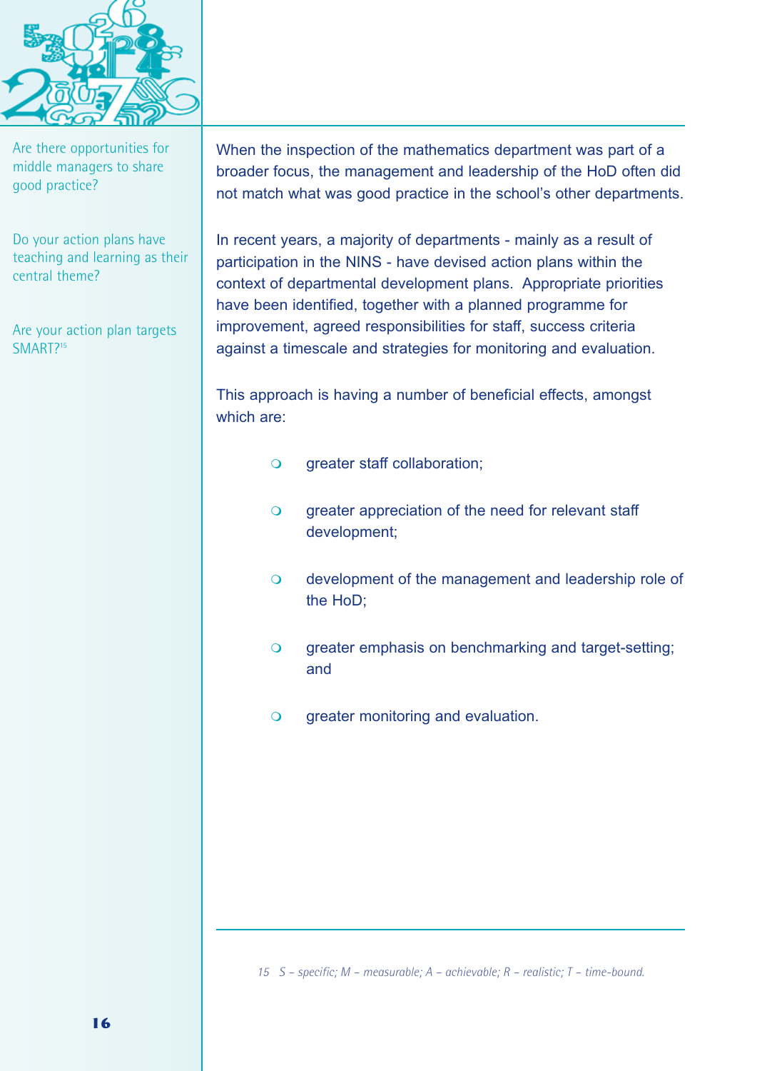Are there opportunities for middle managers to share good practice?

Do your action plans have teaching and learning as their central theme?

Are your action plan targets SMART?[15]

When the inspection of the mathematics department was part of a broader focus, the management and leadership of the HoD often did not match what was good practice in the school's other departments.

In recent years, a majority of departments - mainly as a result of participation in the NINS - have devised action plans within the context of departmental development plans. Appropriate priorities have been identified, together with a planned programme for improvement, agreed responsibilities for staff, success criteria against a timescale and strategies for monitoring and evaluation.

This approach is having a number of beneficial effects, amongst which are:

- greater staff collaboration;
- greater appreciation of the need for relevant staff development;
- development of the management and leadership role of the HoD;
- greater emphasis on benchmarking and target-setting; and
- greater monitoring and evaluation.

---

*15 S – specific; M – measurable; A – achievable; R – realistic; T – time-bound.*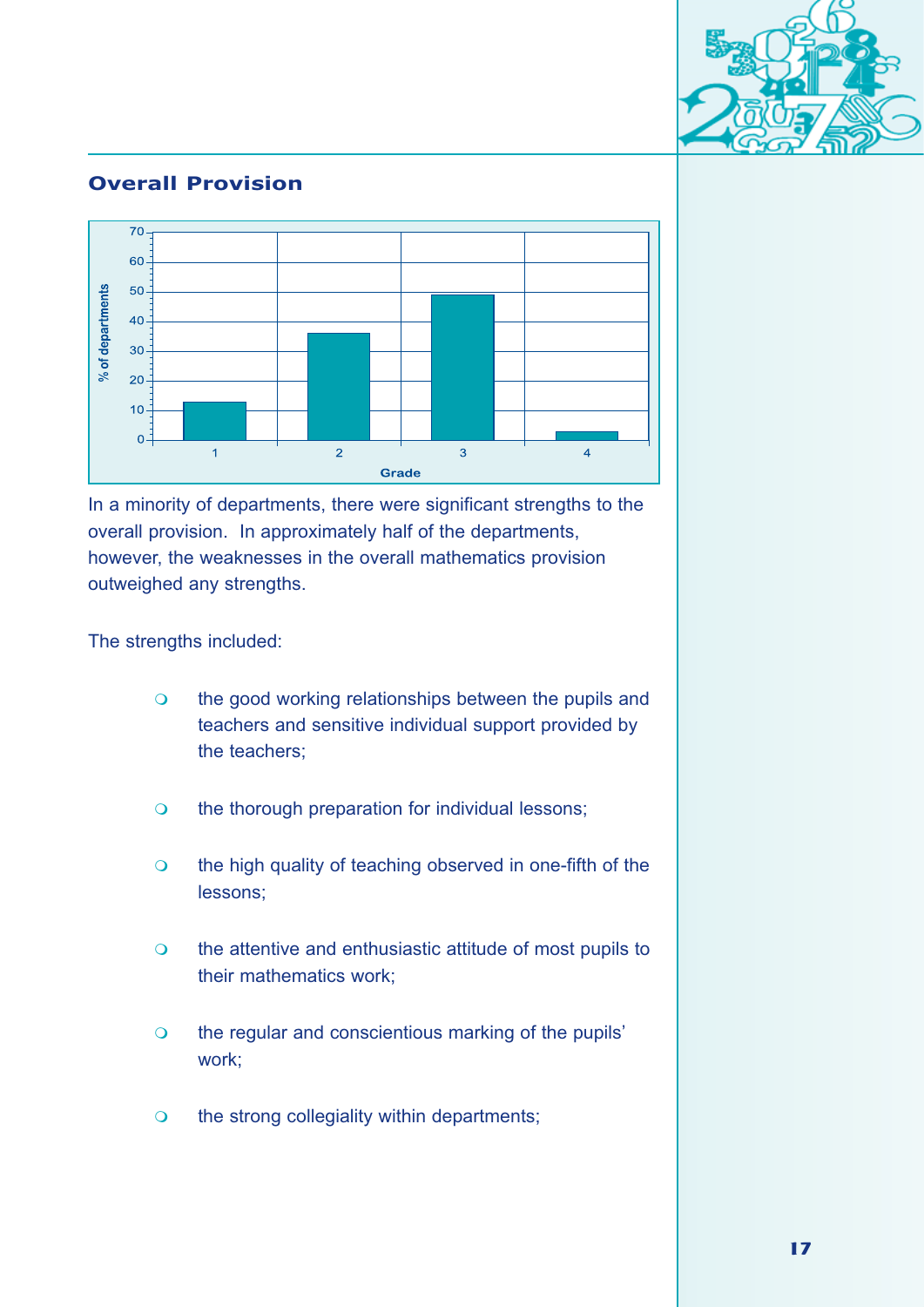## Overall Provision

In a minority of departments, there were significant strengths to the overall provision. In approximately half of the departments, however, the weaknesses in the overall mathematics provision outweighed any strengths.

The strengths included:

- the good working relationships between the pupils and teachers and sensitive individual support provided by the teachers;
- the thorough preparation for individual lessons;
- the high quality of teaching observed in one-fifth of the lessons;
- the attentive and enthusiastic attitude of most pupils to their mathematics work;
- the regular and conscientious marking of the pupils' work;
- the strong collegiality within departments;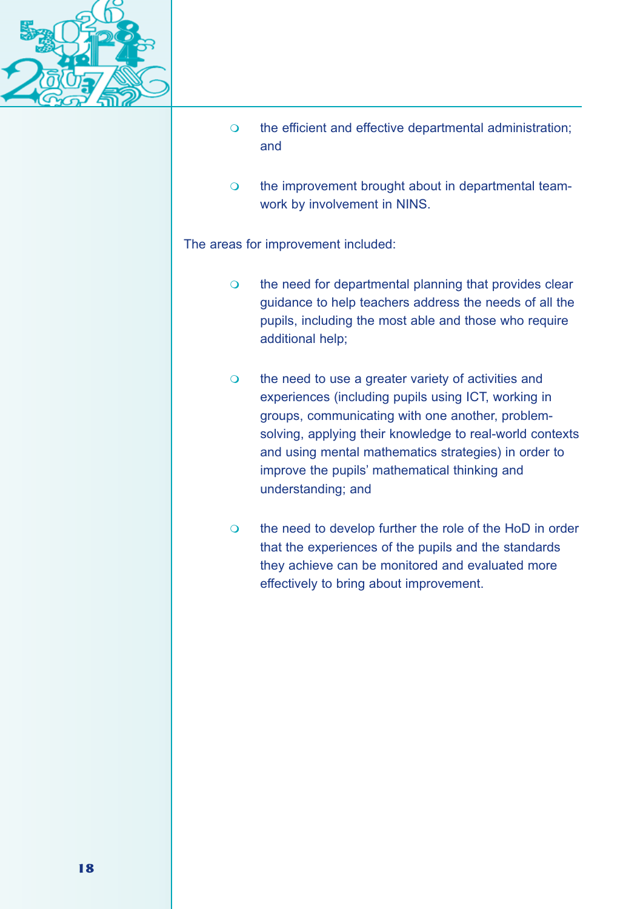- the efficient and effective departmental administration; and

- the improvement brought about in departmental team-work by involvement in NINS.

The areas for improvement included:

- the need for departmental planning that provides clear guidance to help teachers address the needs of all the pupils, including the most able and those who require additional help;

- the need to use a greater variety of activities and experiences (including pupils using ICT, working in groups, communicating with one another, problem-solving, applying their knowledge to real-world contexts and using mental mathematics strategies) in order to improve the pupils' mathematical thinking and understanding; and

- the need to develop further the role of the HoD in order that the experiences of the pupils and the standards they achieve can be monitored and evaluated more effectively to bring about improvement.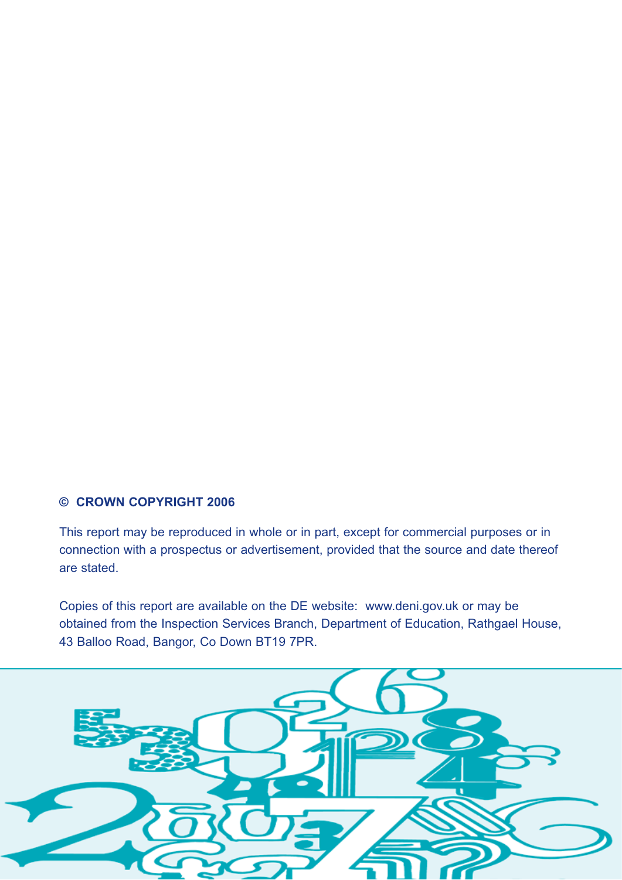**© CROWN COPYRIGHT 2006**

This report may be reproduced in whole or in part, except for commercial purposes or in connection with a prospectus or advertisement, provided that the source and date thereof are stated.

Copies of this report are available on the DE website: www.deni.gov.uk or may be obtained from the Inspection Services Branch, Department of Education, Rathgael House, 43 Balloo Road, Bangor, Co Down BT19 7PR.